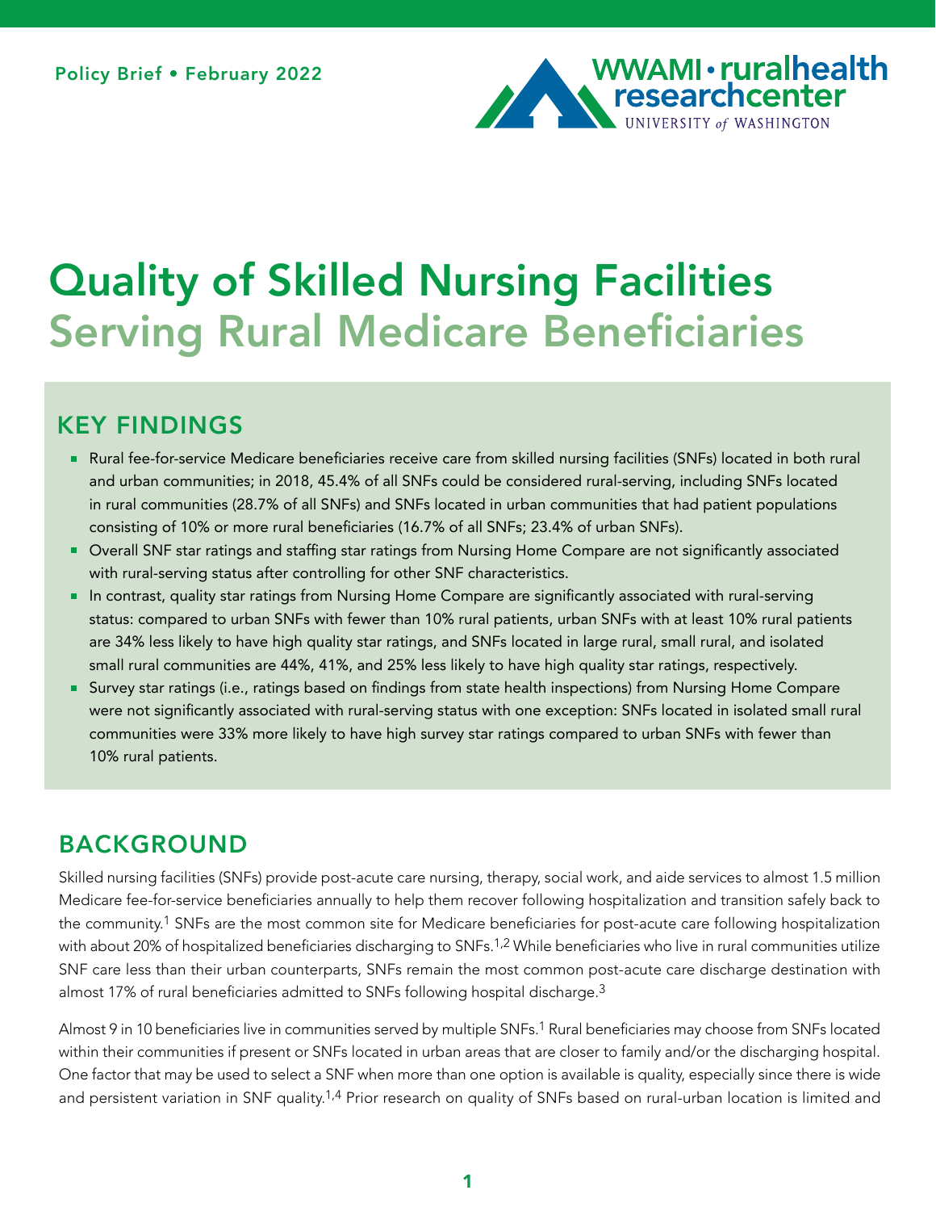Policy Brief • February 2022

WWAMI • ruralhealth researchcenter
UNIVERSITY of WASHINGTON

# Quality of Skilled Nursing Facilities
## Serving Rural Medicare Beneficiaries

## KEY FINDINGS

- Rural fee-for-service Medicare beneficiaries receive care from skilled nursing facilities (SNFs) located in both rural and urban communities; in 2018, 45.4% of all SNFs could be considered rural-serving, including SNFs located in rural communities (28.7% of all SNFs) and SNFs located in urban communities that had patient populations consisting of 10% or more rural beneficiaries (16.7% of all SNFs; 23.4% of urban SNFs).
- Overall SNF star ratings and staffing star ratings from Nursing Home Compare are not significantly associated with rural-serving status after controlling for other SNF characteristics.
- In contrast, quality star ratings from Nursing Home Compare are significantly associated with rural-serving status: compared to urban SNFs with fewer than 10% rural patients, urban SNFs with at least 10% rural patients are 34% less likely to have high quality star ratings, and SNFs located in large rural, small rural, and isolated small rural communities are 44%, 41%, and 25% less likely to have high quality star ratings, respectively.
- Survey star ratings (i.e., ratings based on findings from state health inspections) from Nursing Home Compare were not significantly associated with rural-serving status with one exception: SNFs located in isolated small rural communities were 33% more likely to have high survey star ratings compared to urban SNFs with fewer than 10% rural patients.

## BACKGROUND

Skilled nursing facilities (SNFs) provide post-acute care nursing, therapy, social work, and aide services to almost 1.5 million Medicare fee-for-service beneficiaries annually to help them recover following hospitalization and transition safely back to the community.[1] SNFs are the most common site for Medicare beneficiaries for post-acute care following hospitalization with about 20% of hospitalized beneficiaries discharging to SNFs.[1,2] While beneficiaries who live in rural communities utilize SNF care less than their urban counterparts, SNFs remain the most common post-acute care discharge destination with almost 17% of rural beneficiaries admitted to SNFs following hospital discharge.[3]

Almost 9 in 10 beneficiaries live in communities served by multiple SNFs.[1] Rural beneficiaries may choose from SNFs located within their communities if present or SNFs located in urban areas that are closer to family and/or the discharging hospital. One factor that may be used to select a SNF when more than one option is available is quality, especially since there is wide and persistent variation in SNF quality.[1,4] Prior research on quality of SNFs based on rural-urban location is limited and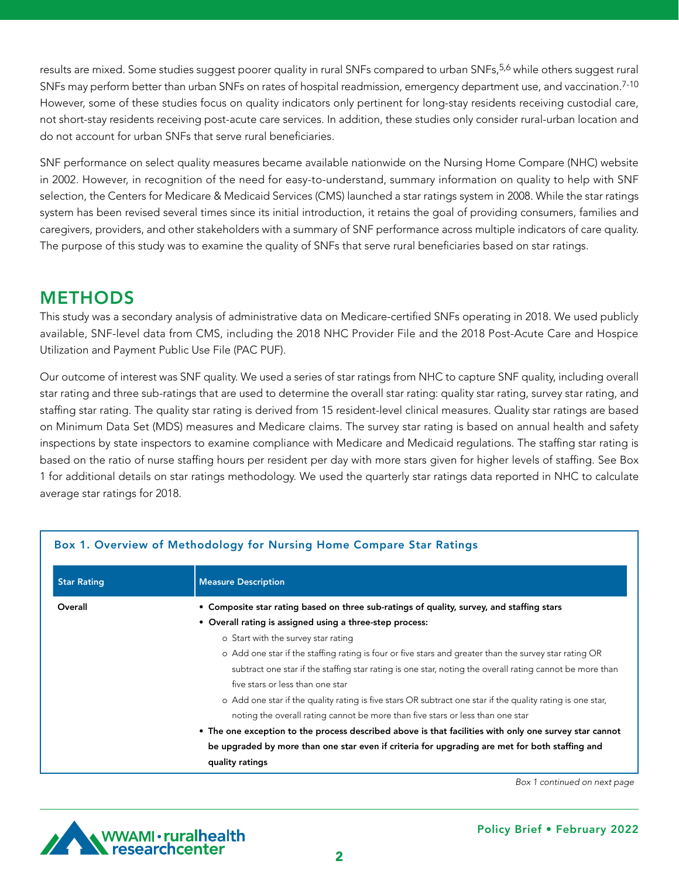results are mixed. Some studies suggest poorer quality in rural SNFs compared to urban SNFs,[5,6] while others suggest rural SNFs may perform better than urban SNFs on rates of hospital readmission, emergency department use, and vaccination.[7-10] However, some of these studies focus on quality indicators only pertinent for long-stay residents receiving custodial care, not short-stay residents receiving post-acute care services. In addition, these studies only consider rural-urban location and do not account for urban SNFs that serve rural beneficiaries.

SNF performance on select quality measures became available nationwide on the Nursing Home Compare (NHC) website in 2002. However, in recognition of the need for easy-to-understand, summary information on quality to help with SNF selection, the Centers for Medicare & Medicaid Services (CMS) launched a star ratings system in 2008. While the star ratings system has been revised several times since its initial introduction, it retains the goal of providing consumers, families and caregivers, providers, and other stakeholders with a summary of SNF performance across multiple indicators of care quality. The purpose of this study was to examine the quality of SNFs that serve rural beneficiaries based on star ratings.

## METHODS

This study was a secondary analysis of administrative data on Medicare-certified SNFs operating in 2018. We used publicly available, SNF-level data from CMS, including the 2018 NHC Provider File and the 2018 Post-Acute Care and Hospice Utilization and Payment Public Use File (PAC PUF).

Our outcome of interest was SNF quality. We used a series of star ratings from NHC to capture SNF quality, including overall star rating and three sub-ratings that are used to determine the overall star rating: quality star rating, survey star rating, and staffing star rating. The quality star rating is derived from 15 resident-level clinical measures. Quality star ratings are based on Minimum Data Set (MDS) measures and Medicare claims. The survey star rating is based on annual health and safety inspections by state inspectors to examine compliance with Medicare and Medicaid regulations. The staffing star rating is based on the ratio of nurse staffing hours per resident per day with more stars given for higher levels of staffing. See Box 1 for additional details on star ratings methodology. We used the quarterly star ratings data reported in NHC to calculate average star ratings for 2018.

### Box 1. Overview of Methodology for Nursing Home Compare Star Ratings

| Star Rating | Measure Description |
|---|---|
| Overall | • **Composite star rating based on three sub-ratings of quality, survey, and staffing stars**<br>• **Overall rating is assigned using a three-step process:**<br>  o Start with the survey star rating<br>  o Add one star if the staffing rating is four or five stars and greater than the survey star rating OR subtract one star if the staffing star rating is one star, noting the overall rating cannot be more than five stars or less than one star<br>  o Add one star if the quality rating is five stars OR subtract one star if the quality rating is one star, noting the overall rating cannot be more than five stars or less than one star<br>• **The one exception to the process described above is that facilities with only one survey star cannot be upgraded by more than one star even if criteria for upgrading are met for both staffing and quality ratings** |

*Box 1 continued on next page*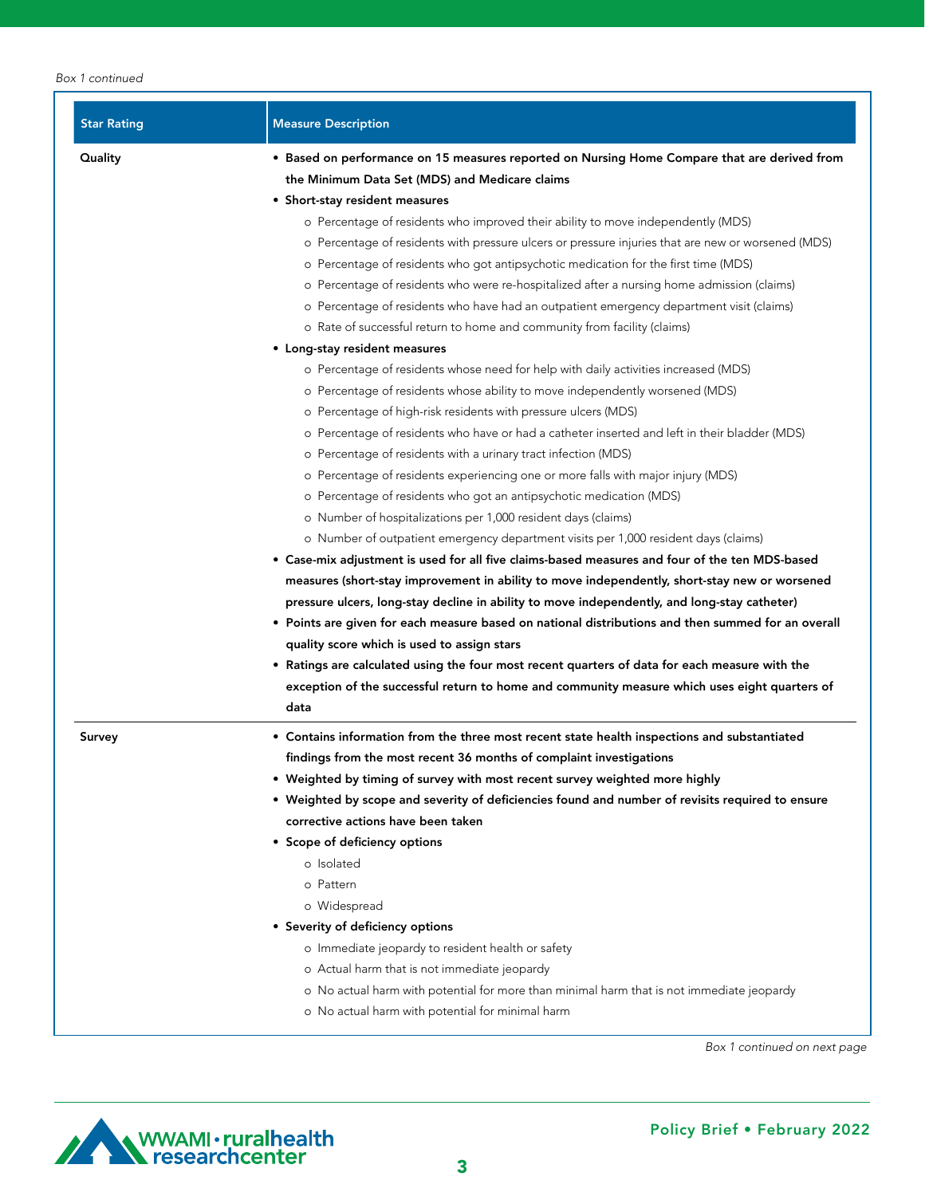*Box 1 continued*

| Star Rating | Measure Description |
| --- | --- |
| Quality | • **Based on performance on 15 measures reported on Nursing Home Compare that are derived from the Minimum Data Set (MDS) and Medicare claims**<br>• **Short-stay resident measures**<br>  o Percentage of residents who improved their ability to move independently (MDS)<br>  o Percentage of residents with pressure ulcers or pressure injuries that are new or worsened (MDS)<br>  o Percentage of residents who got antipsychotic medication for the first time (MDS)<br>  o Percentage of residents who were re-hospitalized after a nursing home admission (claims)<br>  o Percentage of residents who have had an outpatient emergency department visit (claims)<br>  o Rate of successful return to home and community from facility (claims)<br>• **Long-stay resident measures**<br>  o Percentage of residents whose need for help with daily activities increased (MDS)<br>  o Percentage of residents whose ability to move independently worsened (MDS)<br>  o Percentage of high-risk residents with pressure ulcers (MDS)<br>  o Percentage of residents who have or had a catheter inserted and left in their bladder (MDS)<br>  o Percentage of residents with a urinary tract infection (MDS)<br>  o Percentage of residents experiencing one or more falls with major injury (MDS)<br>  o Percentage of residents who got an antipsychotic medication (MDS)<br>  o Number of hospitalizations per 1,000 resident days (claims)<br>  o Number of outpatient emergency department visits per 1,000 resident days (claims)<br>• **Case-mix adjustment is used for all five claims-based measures and four of the ten MDS-based measures (short-stay improvement in ability to move independently, short-stay new or worsened pressure ulcers, long-stay decline in ability to move independently, and long-stay catheter)**<br>• **Points are given for each measure based on national distributions and then summed for an overall quality score which is used to assign stars**<br>• **Ratings are calculated using the four most recent quarters of data for each measure with the exception of the successful return to home and community measure which uses eight quarters of data** |
| Survey | • **Contains information from the three most recent state health inspections and substantiated findings from the most recent 36 months of complaint investigations**<br>• **Weighted by timing of survey with most recent survey weighted more highly**<br>• **Weighted by scope and severity of deficiencies found and number of revisits required to ensure corrective actions have been taken**<br>• **Scope of deficiency options**<br>  o Isolated<br>  o Pattern<br>  o Widespread<br>• **Severity of deficiency options**<br>  o Immediate jeopardy to resident health or safety<br>  o Actual harm that is not immediate jeopardy<br>  o No actual harm with potential for more than minimal harm that is not immediate jeopardy<br>  o No actual harm with potential for minimal harm |

*Box 1 continued on next page*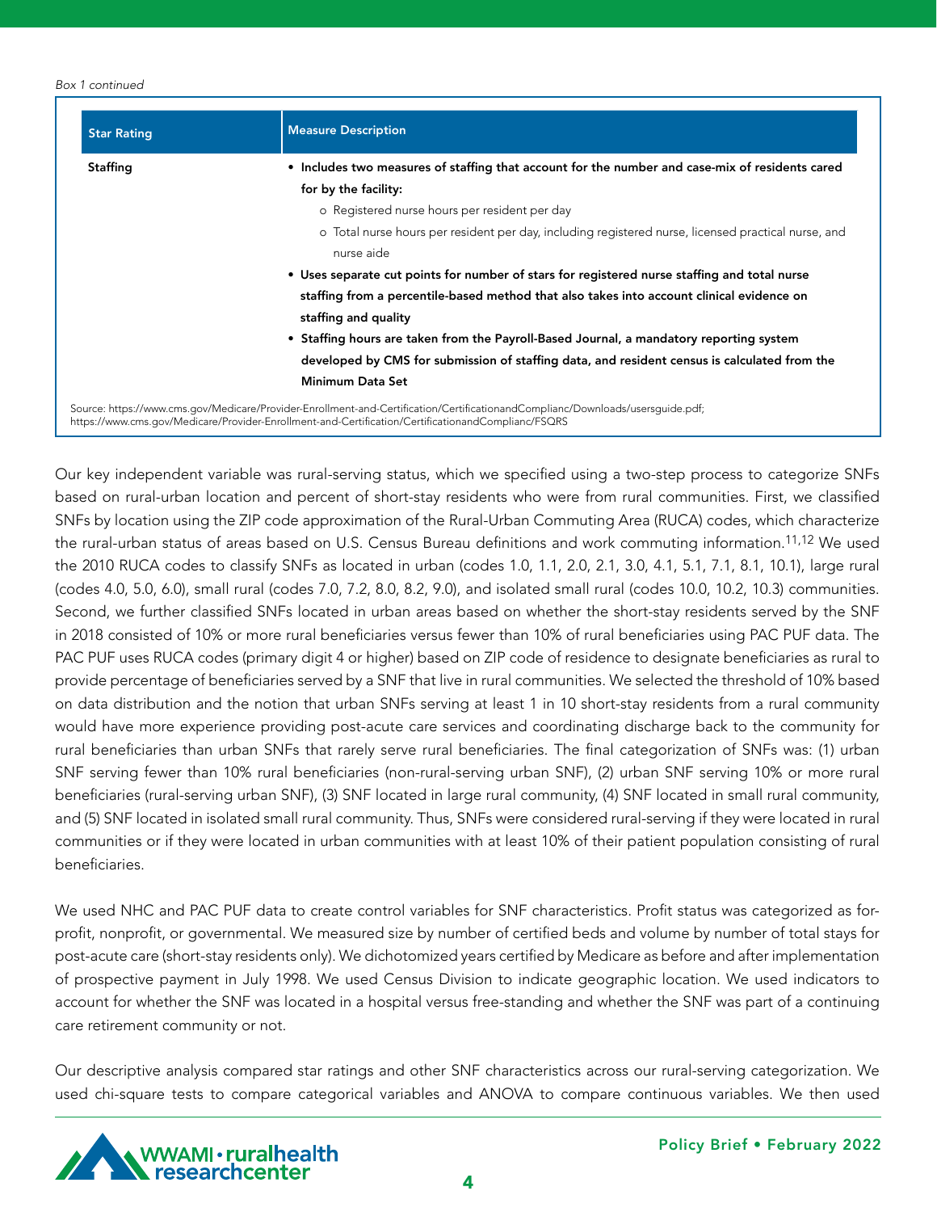*Box 1 continued*

| Star Rating | Measure Description |
| --- | --- |
| Staffing | • **Includes two measures of staffing that account for the number and case-mix of residents cared for by the facility:**<br>&nbsp;&nbsp;&nbsp;o Registered nurse hours per resident per day<br>&nbsp;&nbsp;&nbsp;o Total nurse hours per resident per day, including registered nurse, licensed practical nurse, and nurse aide<br>• **Uses separate cut points for number of stars for registered nurse staffing and total nurse staffing from a percentile-based method that also takes into account clinical evidence on staffing and quality**<br>• **Staffing hours are taken from the Payroll-Based Journal, a mandatory reporting system developed by CMS for submission of staffing data, and resident census is calculated from the Minimum Data Set** |

Source: https://www.cms.gov/Medicare/Provider-Enrollment-and-Certification/CertificationandComplianc/Downloads/usersguide.pdf; https://www.cms.gov/Medicare/Provider-Enrollment-and-Certification/CertificationandComplianc/FSQRS

Our key independent variable was rural-serving status, which we specified using a two-step process to categorize SNFs based on rural-urban location and percent of short-stay residents who were from rural communities. First, we classified SNFs by location using the ZIP code approximation of the Rural-Urban Commuting Area (RUCA) codes, which characterize the rural-urban status of areas based on U.S. Census Bureau definitions and work commuting information.[11,12] We used the 2010 RUCA codes to classify SNFs as located in urban (codes 1.0, 1.1, 2.0, 2.1, 3.0, 4.1, 5.1, 7.1, 8.1, 10.1), large rural (codes 4.0, 5.0, 6.0), small rural (codes 7.0, 7.2, 8.0, 8.2, 9.0), and isolated small rural (codes 10.0, 10.2, 10.3) communities. Second, we further classified SNFs located in urban areas based on whether the short-stay residents served by the SNF in 2018 consisted of 10% or more rural beneficiaries versus fewer than 10% of rural beneficiaries using PAC PUF data. The PAC PUF uses RUCA codes (primary digit 4 or higher) based on ZIP code of residence to designate beneficiaries as rural to provide percentage of beneficiaries served by a SNF that live in rural communities. We selected the threshold of 10% based on data distribution and the notion that urban SNFs serving at least 1 in 10 short-stay residents from a rural community would have more experience providing post-acute care services and coordinating discharge back to the community for rural beneficiaries than urban SNFs that rarely serve rural beneficiaries. The final categorization of SNFs was: (1) urban SNF serving fewer than 10% rural beneficiaries (non-rural-serving urban SNF), (2) urban SNF serving 10% or more rural beneficiaries (rural-serving urban SNF), (3) SNF located in large rural community, (4) SNF located in small rural community, and (5) SNF located in isolated small rural community. Thus, SNFs were considered rural-serving if they were located in rural communities or if they were located in urban communities with at least 10% of their patient population consisting of rural beneficiaries.

We used NHC and PAC PUF data to create control variables for SNF characteristics. Profit status was categorized as for-profit, nonprofit, or governmental. We measured size by number of certified beds and volume by number of total stays for post-acute care (short-stay residents only). We dichotomized years certified by Medicare as before and after implementation of prospective payment in July 1998. We used Census Division to indicate geographic location. We used indicators to account for whether the SNF was located in a hospital versus free-standing and whether the SNF was part of a continuing care retirement community or not.

Our descriptive analysis compared star ratings and other SNF characteristics across our rural-serving categorization. We used chi-square tests to compare categorical variables and ANOVA to compare continuous variables. We then used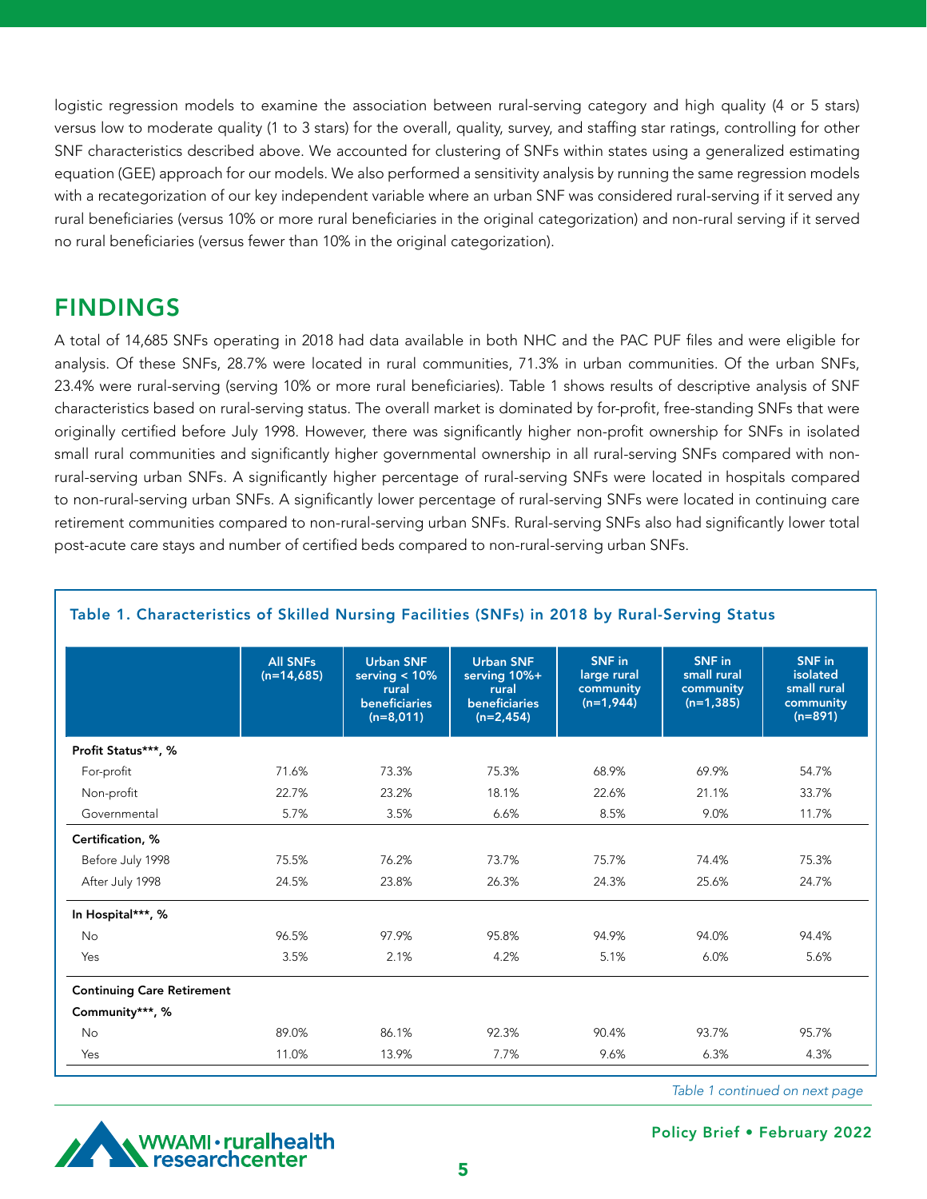logistic regression models to examine the association between rural-serving category and high quality (4 or 5 stars) versus low to moderate quality (1 to 3 stars) for the overall, quality, survey, and staffing star ratings, controlling for other SNF characteristics described above. We accounted for clustering of SNFs within states using a generalized estimating equation (GEE) approach for our models. We also performed a sensitivity analysis by running the same regression models with a recategorization of our key independent variable where an urban SNF was considered rural-serving if it served any rural beneficiaries (versus 10% or more rural beneficiaries in the original categorization) and non-rural serving if it served no rural beneficiaries (versus fewer than 10% in the original categorization).

## FINDINGS

A total of 14,685 SNFs operating in 2018 had data available in both NHC and the PAC PUF files and were eligible for analysis. Of these SNFs, 28.7% were located in rural communities, 71.3% in urban communities. Of the urban SNFs, 23.4% were rural-serving (serving 10% or more rural beneficiaries). Table 1 shows results of descriptive analysis of SNF characteristics based on rural-serving status. The overall market is dominated by for-profit, free-standing SNFs that were originally certified before July 1998. However, there was significantly higher non-profit ownership for SNFs in isolated small rural communities and significantly higher governmental ownership in all rural-serving SNFs compared with non-rural-serving urban SNFs. A significantly higher percentage of rural-serving SNFs were located in hospitals compared to non-rural-serving urban SNFs. A significantly lower percentage of rural-serving SNFs were located in continuing care retirement communities compared to non-rural-serving urban SNFs. Rural-serving SNFs also had significantly lower total post-acute care stays and number of certified beds compared to non-rural-serving urban SNFs.

**Table 1. Characteristics of Skilled Nursing Facilities (SNFs) in 2018 by Rural-Serving Status**

| | All SNFs (n=14,685) | Urban SNF serving < 10% rural beneficiaries (n=8,011) | Urban SNF serving 10%+ rural beneficiaries (n=2,454) | SNF in large rural community (n=1,944) | SNF in small rural community (n=1,385) | SNF in isolated small rural community (n=891) |
|---|---|---|---|---|---|---|
| **Profit Status\*\*\*, %** | | | | | | |
| For-profit | 71.6% | 73.3% | 75.3% | 68.9% | 69.9% | 54.7% |
| Non-profit | 22.7% | 23.2% | 18.1% | 22.6% | 21.1% | 33.7% |
| Governmental | 5.7% | 3.5% | 6.6% | 8.5% | 9.0% | 11.7% |
| **Certification, %** | | | | | | |
| Before July 1998 | 75.5% | 76.2% | 73.7% | 75.7% | 74.4% | 75.3% |
| After July 1998 | 24.5% | 23.8% | 26.3% | 24.3% | 25.6% | 24.7% |
| **In Hospital\*\*\*, %** | | | | | | |
| No | 96.5% | 97.9% | 95.8% | 94.9% | 94.0% | 94.4% |
| Yes | 3.5% | 2.1% | 4.2% | 5.1% | 6.0% | 5.6% |
| **Continuing Care Retirement Community\*\*\*, %** | | | | | | |
| No | 89.0% | 86.1% | 92.3% | 90.4% | 93.7% | 95.7% |
| Yes | 11.0% | 13.9% | 7.7% | 9.6% | 6.3% | 4.3% |

*Table 1 continued on next page*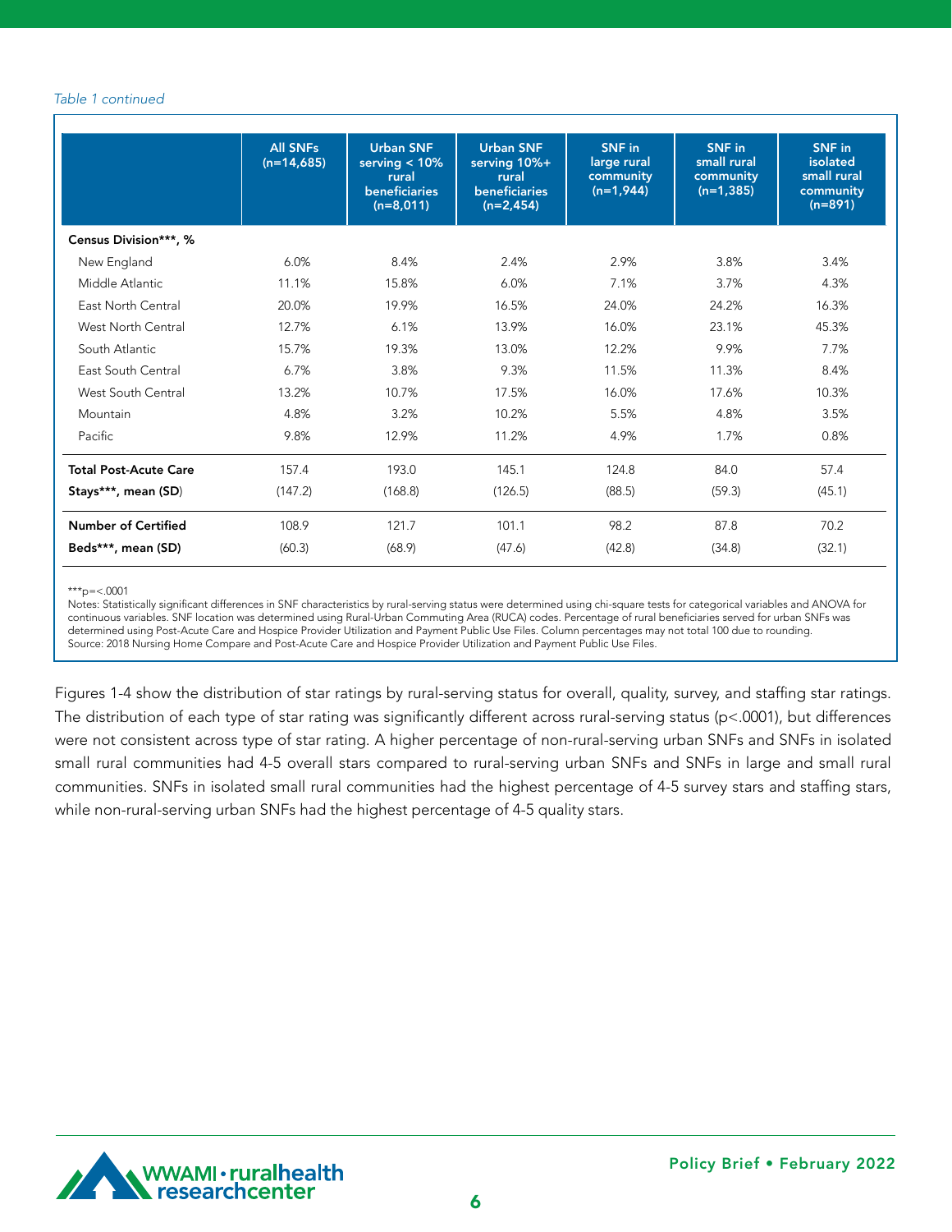*Table 1 continued*

| | All SNFs (n=14,685) | Urban SNF serving < 10% rural beneficiaries (n=8,011) | Urban SNF serving 10%+ rural beneficiaries (n=2,454) | SNF in large rural community (n=1,944) | SNF in small rural community (n=1,385) | SNF in isolated small rural community (n=891) |
|---|---|---|---|---|---|---|
| **Census Division\*\*\*, %** | | | | | | |
| New England | 6.0% | 8.4% | 2.4% | 2.9% | 3.8% | 3.4% |
| Middle Atlantic | 11.1% | 15.8% | 6.0% | 7.1% | 3.7% | 4.3% |
| East North Central | 20.0% | 19.9% | 16.5% | 24.0% | 24.2% | 16.3% |
| West North Central | 12.7% | 6.1% | 13.9% | 16.0% | 23.1% | 45.3% |
| South Atlantic | 15.7% | 19.3% | 13.0% | 12.2% | 9.9% | 7.7% |
| East South Central | 6.7% | 3.8% | 9.3% | 11.5% | 11.3% | 8.4% |
| West South Central | 13.2% | 10.7% | 17.5% | 16.0% | 17.6% | 10.3% |
| Mountain | 4.8% | 3.2% | 10.2% | 5.5% | 4.8% | 3.5% |
| Pacific | 9.8% | 12.9% | 11.2% | 4.9% | 1.7% | 0.8% |
| **Total Post-Acute Care Stays\*\*\*, mean (SD)** | 157.4 (147.2) | 193.0 (168.8) | 145.1 (126.5) | 124.8 (88.5) | 84.0 (59.3) | 57.4 (45.1) |
| **Number of Certified Beds\*\*\*, mean (SD)** | 108.9 (60.3) | 121.7 (68.9) | 101.1 (47.6) | 98.2 (42.8) | 87.8 (34.8) | 70.2 (32.1) |

***p=<.0001

Notes: Statistically significant differences in SNF characteristics by rural-serving status were determined using chi-square tests for categorical variables and ANOVA for continuous variables. SNF location was determined using Rural-Urban Commuting Area (RUCA) codes. Percentage of rural beneficiaries served for urban SNFs was determined using Post-Acute Care and Hospice Provider Utilization and Payment Public Use Files. Column percentages may not total 100 due to rounding.

Source: 2018 Nursing Home Compare and Post-Acute Care and Hospice Provider Utilization and Payment Public Use Files.

Figures 1-4 show the distribution of star ratings by rural-serving status for overall, quality, survey, and staffing star ratings. The distribution of each type of star rating was significantly different across rural-serving status ($p<.0001$), but differences were not consistent across type of star rating. A higher percentage of non-rural-serving urban SNFs and SNFs in isolated small rural communities had 4-5 overall stars compared to rural-serving urban SNFs and SNFs in large and small rural communities. SNFs in isolated small rural communities had the highest percentage of 4-5 survey stars and staffing stars, while non-rural-serving urban SNFs had the highest percentage of 4-5 quality stars.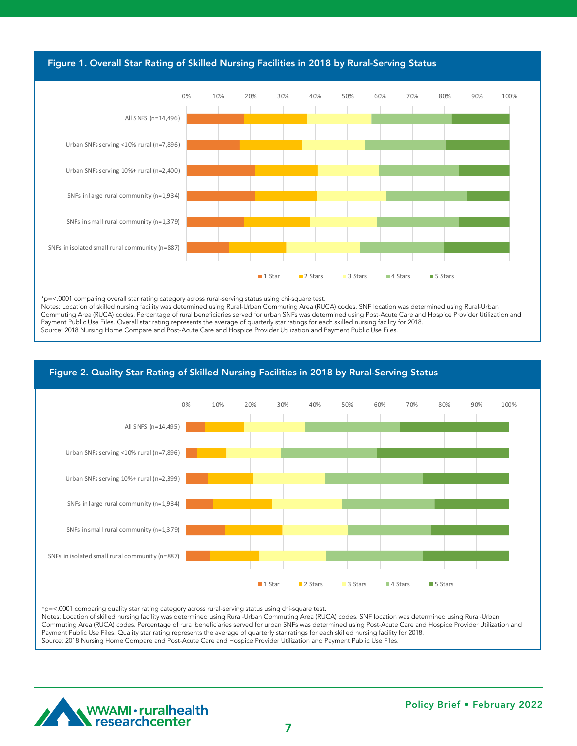## Figure 1. Overall Star Rating of Skilled Nursing Facilities in 2018 by Rural-Serving Status

*p=<.0001 comparing overall star rating category across rural-serving status using chi-square test.
Notes: Location of skilled nursing facility was determined using Rural-Urban Commuting Area (RUCA) codes. SNF location was determined using Rural-Urban Commuting Area (RUCA) codes. Percentage of rural beneficiaries served for urban SNFs was determined using Post-Acute Care and Hospice Provider Utilization and Payment Public Use Files. Overall star rating represents the average of quarterly star ratings for each skilled nursing facility for 2018.
Source: 2018 Nursing Home Compare and Post-Acute Care and Hospice Provider Utilization and Payment Public Use Files.

## Figure 2. Quality Star Rating of Skilled Nursing Facilities in 2018 by Rural-Serving Status

*p=<.0001 comparing quality star rating category across rural-serving status using chi-square test.
Notes: Location of skilled nursing facility was determined using Rural-Urban Commuting Area (RUCA) codes. SNF location was determined using Rural-Urban Commuting Area (RUCA) codes. Percentage of rural beneficiaries served for urban SNFs was determined using Post-Acute Care and Hospice Provider Utilization and Payment Public Use Files. Quality star rating represents the average of quarterly star ratings for each skilled nursing facility for 2018.
Source: 2018 Nursing Home Compare and Post-Acute Care and Hospice Provider Utilization and Payment Public Use Files.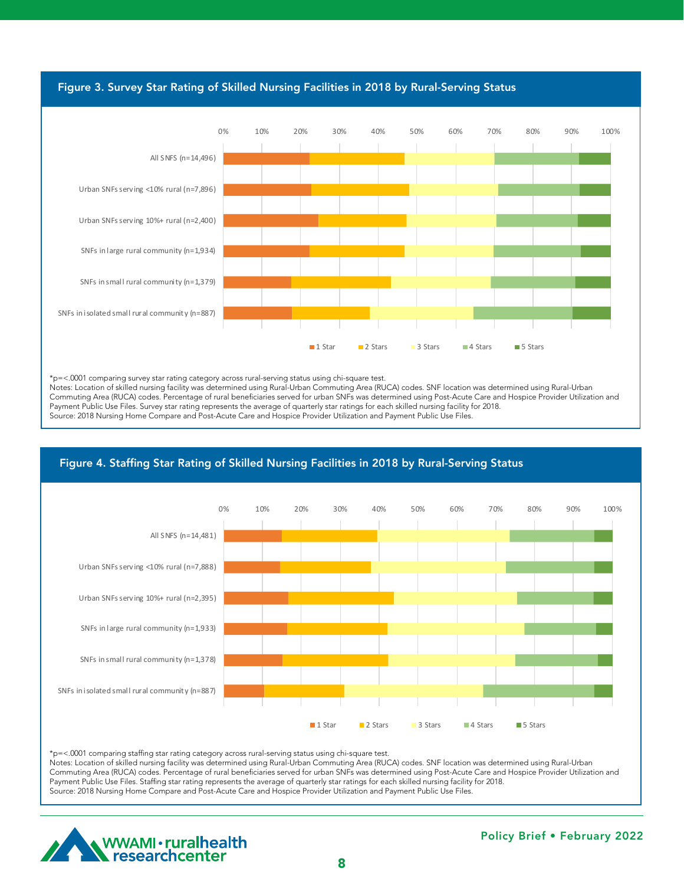## Figure 3. Survey Star Rating of Skilled Nursing Facilities in 2018 by Rural-Serving Status

0% 10% 20% 30% 40% 50% 60% 70% 80% 90% 100%

All SNFS (n=14,496)

Urban SNFs serving <10% rural (n=7,896)

Urban SNFs serving 10%+ rural (n=2,400)

SNFs in large rural community (n=1,934)

SNFs in small rural community (n=1,379)

SNFs in isolated small rural community (n=887)

1 Star | 2 Stars | 3 Stars | 4 Stars | 5 Stars

*p=<.0001 comparing survey star rating category across rural-serving status using chi-square test.
Notes: Location of skilled nursing facility was determined using Rural-Urban Commuting Area (RUCA) codes. SNF location was determined using Rural-Urban Commuting Area (RUCA) codes. Percentage of rural beneficiaries served for urban SNFs was determined using Post-Acute Care and Hospice Provider Utilization and Payment Public Use Files. Survey star rating represents the average of quarterly star ratings for each skilled nursing facility for 2018.
Source: 2018 Nursing Home Compare and Post-Acute Care and Hospice Provider Utilization and Payment Public Use Files.

## Figure 4. Staffing Star Rating of Skilled Nursing Facilities in 2018 by Rural-Serving Status

0% 10% 20% 30% 40% 50% 60% 70% 80% 90% 100%

All SNFS (n=14,481)

Urban SNFs serving <10% rural (n=7,888)

Urban SNFs serving 10%+ rural (n=2,395)

SNFs in large rural community (n=1,933)

SNFs in small rural community (n=1,378)

SNFs in isolated small rural community (n=887)

1 Star | 2 Stars | 3 Stars | 4 Stars | 5 Stars

*p=<.0001 comparing staffing star rating category across rural-serving status using chi-square test.
Notes: Location of skilled nursing facility was determined using Rural-Urban Commuting Area (RUCA) codes. SNF location was determined using Rural-Urban Commuting Area (RUCA) codes. Percentage of rural beneficiaries served for urban SNFs was determined using Post-Acute Care and Hospice Provider Utilization and Payment Public Use Files. Staffing star rating represents the average of quarterly star ratings for each skilled nursing facility for 2018.
Source: 2018 Nursing Home Compare and Post-Acute Care and Hospice Provider Utilization and Payment Public Use Files.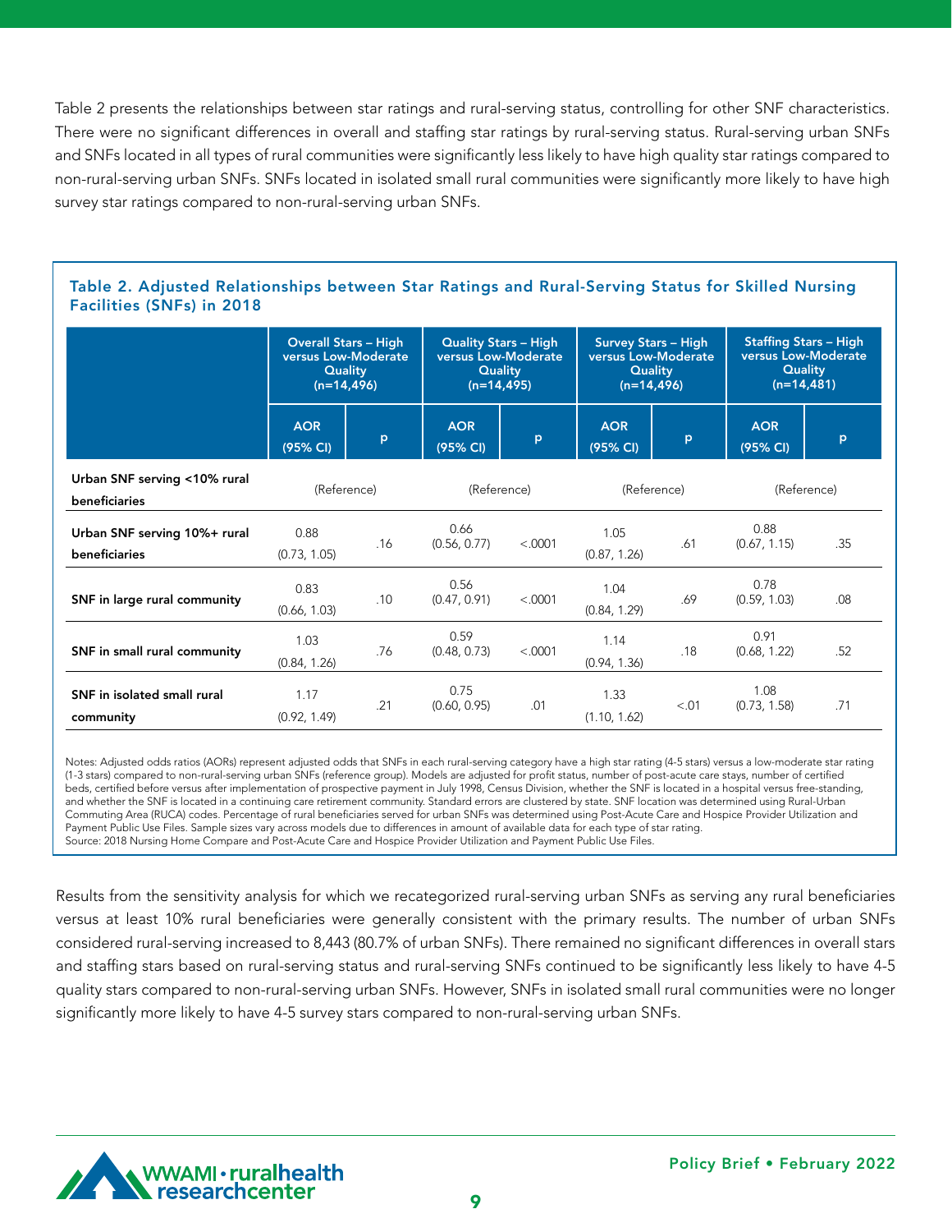Table 2 presents the relationships between star ratings and rural-serving status, controlling for other SNF characteristics. There were no significant differences in overall and staffing star ratings by rural-serving status. Rural-serving urban SNFs and SNFs located in all types of rural communities were significantly less likely to have high quality star ratings compared to non-rural-serving urban SNFs. SNFs located in isolated small rural communities were significantly more likely to have high survey star ratings compared to non-rural-serving urban SNFs.

### Table 2. Adjusted Relationships between Star Ratings and Rural-Serving Status for Skilled Nursing Facilities (SNFs) in 2018

| | Overall Stars – High versus Low-Moderate Quality (n=14,496) | | Quality Stars – High versus Low-Moderate Quality (n=14,495) | | Survey Stars – High versus Low-Moderate Quality (n=14,496) | | Staffing Stars – High versus Low-Moderate Quality (n=14,481) | |
|---|---|---|---|---|---|---|---|---|
| | AOR (95% CI) | p | AOR (95% CI) | p | AOR (95% CI) | p | AOR (95% CI) | p |
| Urban SNF serving <10% rural beneficiaries | (Reference) | | (Reference) | | (Reference) | | (Reference) | |
| Urban SNF serving 10%+ rural beneficiaries | 0.88 (0.73, 1.05) | .16 | 0.66 (0.56, 0.77) | <.0001 | 1.05 (0.87, 1.26) | .61 | 0.88 (0.67, 1.15) | .35 |
| SNF in large rural community | 0.83 (0.66, 1.03) | .10 | 0.56 (0.47, 0.91) | <.0001 | 1.04 (0.84, 1.29) | .69 | 0.78 (0.59, 1.03) | .08 |
| SNF in small rural community | 1.03 (0.84, 1.26) | .76 | 0.59 (0.48, 0.73) | <.0001 | 1.14 (0.94, 1.36) | .18 | 0.91 (0.68, 1.22) | .52 |
| SNF in isolated small rural community | 1.17 (0.92, 1.49) | .21 | 0.75 (0.60, 0.95) | .01 | 1.33 (1.10, 1.62) | <.01 | 1.08 (0.73, 1.58) | .71 |

Notes: Adjusted odds ratios (AORs) represent adjusted odds that SNFs in each rural-serving category have a high star rating (4-5 stars) versus a low-moderate star rating (1-3 stars) compared to non-rural-serving urban SNFs (reference group). Models are adjusted for profit status, number of post-acute care stays, number of certified beds, certified before versus after implementation of prospective payment in July 1998, Census Division, whether the SNF is located in a hospital versus free-standing, and whether the SNF is located in a continuing care retirement community. Standard errors are clustered by state. SNF location was determined using Rural-Urban Commuting Area (RUCA) codes. Percentage of rural beneficiaries served for urban SNFs was determined using Post-Acute Care and Hospice Provider Utilization and Payment Public Use Files. Sample sizes vary across models due to differences in amount of available data for each type of star rating.
Source: 2018 Nursing Home Compare and Post-Acute Care and Hospice Provider Utilization and Payment Public Use Files.

Results from the sensitivity analysis for which we recategorized rural-serving urban SNFs as serving any rural beneficiaries versus at least 10% rural beneficiaries were generally consistent with the primary results. The number of urban SNFs considered rural-serving increased to 8,443 (80.7% of urban SNFs). There remained no significant differences in overall stars and staffing stars based on rural-serving status and rural-serving SNFs continued to be significantly less likely to have 4-5 quality stars compared to non-rural-serving urban SNFs. However, SNFs in isolated small rural communities were no longer significantly more likely to have 4-5 survey stars compared to non-rural-serving urban SNFs.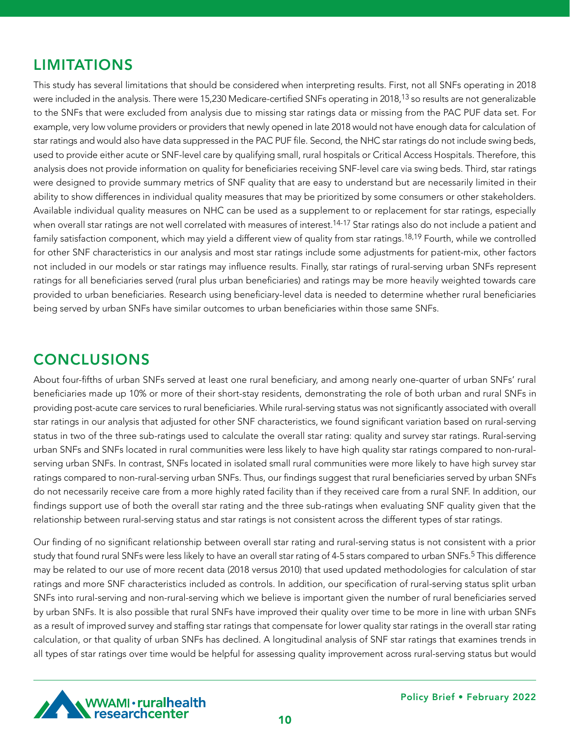## LIMITATIONS

This study has several limitations that should be considered when interpreting results. First, not all SNFs operating in 2018 were included in the analysis. There were 15,230 Medicare-certified SNFs operating in 2018,[13] so results are not generalizable to the SNFs that were excluded from analysis due to missing star ratings data or missing from the PAC PUF data set. For example, very low volume providers or providers that newly opened in late 2018 would not have enough data for calculation of star ratings and would also have data suppressed in the PAC PUF file. Second, the NHC star ratings do not include swing beds, used to provide either acute or SNF-level care by qualifying small, rural hospitals or Critical Access Hospitals. Therefore, this analysis does not provide information on quality for beneficiaries receiving SNF-level care via swing beds. Third, star ratings were designed to provide summary metrics of SNF quality that are easy to understand but are necessarily limited in their ability to show differences in individual quality measures that may be prioritized by some consumers or other stakeholders. Available individual quality measures on NHC can be used as a supplement to or replacement for star ratings, especially when overall star ratings are not well correlated with measures of interest.[14-17] Star ratings also do not include a patient and family satisfaction component, which may yield a different view of quality from star ratings.[18,19] Fourth, while we controlled for other SNF characteristics in our analysis and most star ratings include some adjustments for patient-mix, other factors not included in our models or star ratings may influence results. Finally, star ratings of rural-serving urban SNFs represent ratings for all beneficiaries served (rural plus urban beneficiaries) and ratings may be more heavily weighted towards care provided to urban beneficiaries. Research using beneficiary-level data is needed to determine whether rural beneficiaries being served by urban SNFs have similar outcomes to urban beneficiaries within those same SNFs.

## CONCLUSIONS

About four-fifths of urban SNFs served at least one rural beneficiary, and among nearly one-quarter of urban SNFs' rural beneficiaries made up 10% or more of their short-stay residents, demonstrating the role of both urban and rural SNFs in providing post-acute care services to rural beneficiaries. While rural-serving status was not significantly associated with overall star ratings in our analysis that adjusted for other SNF characteristics, we found significant variation based on rural-serving status in two of the three sub-ratings used to calculate the overall star rating: quality and survey star ratings. Rural-serving urban SNFs and SNFs located in rural communities were less likely to have high quality star ratings compared to non-rural-serving urban SNFs. In contrast, SNFs located in isolated small rural communities were more likely to have high survey star ratings compared to non-rural-serving urban SNFs. Thus, our findings suggest that rural beneficiaries served by urban SNFs do not necessarily receive care from a more highly rated facility than if they received care from a rural SNF. In addition, our findings support use of both the overall star rating and the three sub-ratings when evaluating SNF quality given that the relationship between rural-serving status and star ratings is not consistent across the different types of star ratings.

Our finding of no significant relationship between overall star rating and rural-serving status is not consistent with a prior study that found rural SNFs were less likely to have an overall star rating of 4-5 stars compared to urban SNFs.[5] This difference may be related to our use of more recent data (2018 versus 2010) that used updated methodologies for calculation of star ratings and more SNF characteristics included as controls. In addition, our specification of rural-serving status split urban SNFs into rural-serving and non-rural-serving which we believe is important given the number of rural beneficiaries served by urban SNFs. It is also possible that rural SNFs have improved their quality over time to be more in line with urban SNFs as a result of improved survey and staffing star ratings that compensate for lower quality star ratings in the overall star rating calculation, or that quality of urban SNFs has declined. A longitudinal analysis of SNF star ratings that examines trends in all types of star ratings over time would be helpful for assessing quality improvement across rural-serving status but would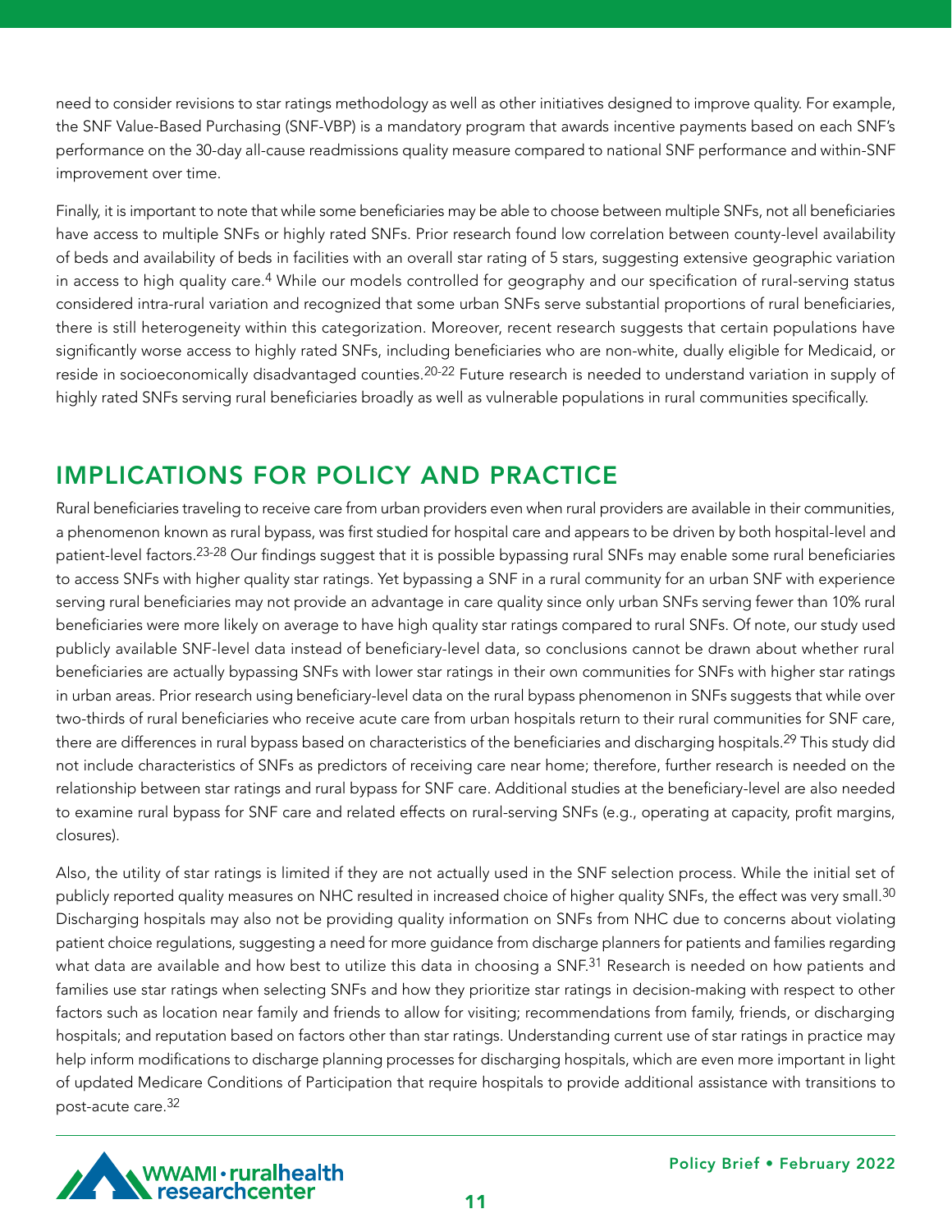need to consider revisions to star ratings methodology as well as other initiatives designed to improve quality. For example, the SNF Value-Based Purchasing (SNF-VBP) is a mandatory program that awards incentive payments based on each SNF's performance on the 30-day all-cause readmissions quality measure compared to national SNF performance and within-SNF improvement over time.

Finally, it is important to note that while some beneficiaries may be able to choose between multiple SNFs, not all beneficiaries have access to multiple SNFs or highly rated SNFs. Prior research found low correlation between county-level availability of beds and availability of beds in facilities with an overall star rating of 5 stars, suggesting extensive geographic variation in access to high quality care.[4] While our models controlled for geography and our specification of rural-serving status considered intra-rural variation and recognized that some urban SNFs serve substantial proportions of rural beneficiaries, there is still heterogeneity within this categorization. Moreover, recent research suggests that certain populations have significantly worse access to highly rated SNFs, including beneficiaries who are non-white, dually eligible for Medicaid, or reside in socioeconomically disadvantaged counties.[20-22] Future research is needed to understand variation in supply of highly rated SNFs serving rural beneficiaries broadly as well as vulnerable populations in rural communities specifically.

## IMPLICATIONS FOR POLICY AND PRACTICE

Rural beneficiaries traveling to receive care from urban providers even when rural providers are available in their communities, a phenomenon known as rural bypass, was first studied for hospital care and appears to be driven by both hospital-level and patient-level factors.[23-28] Our findings suggest that it is possible bypassing rural SNFs may enable some rural beneficiaries to access SNFs with higher quality star ratings. Yet bypassing a SNF in a rural community for an urban SNF with experience serving rural beneficiaries may not provide an advantage in care quality since only urban SNFs serving fewer than 10% rural beneficiaries were more likely on average to have high quality star ratings compared to rural SNFs. Of note, our study used publicly available SNF-level data instead of beneficiary-level data, so conclusions cannot be drawn about whether rural beneficiaries are actually bypassing SNFs with lower star ratings in their own communities for SNFs with higher star ratings in urban areas. Prior research using beneficiary-level data on the rural bypass phenomenon in SNFs suggests that while over two-thirds of rural beneficiaries who receive acute care from urban hospitals return to their rural communities for SNF care, there are differences in rural bypass based on characteristics of the beneficiaries and discharging hospitals.[29] This study did not include characteristics of SNFs as predictors of receiving care near home; therefore, further research is needed on the relationship between star ratings and rural bypass for SNF care. Additional studies at the beneficiary-level are also needed to examine rural bypass for SNF care and related effects on rural-serving SNFs (e.g., operating at capacity, profit margins, closures).

Also, the utility of star ratings is limited if they are not actually used in the SNF selection process. While the initial set of publicly reported quality measures on NHC resulted in increased choice of higher quality SNFs, the effect was very small.[30] Discharging hospitals may also not be providing quality information on SNFs from NHC due to concerns about violating patient choice regulations, suggesting a need for more guidance from discharge planners for patients and families regarding what data are available and how best to utilize this data in choosing a SNF.[31] Research is needed on how patients and families use star ratings when selecting SNFs and how they prioritize star ratings in decision-making with respect to other factors such as location near family and friends to allow for visiting; recommendations from family, friends, or discharging hospitals; and reputation based on factors other than star ratings. Understanding current use of star ratings in practice may help inform modifications to discharge planning processes for discharging hospitals, which are even more important in light of updated Medicare Conditions of Participation that require hospitals to provide additional assistance with transitions to post-acute care.[32]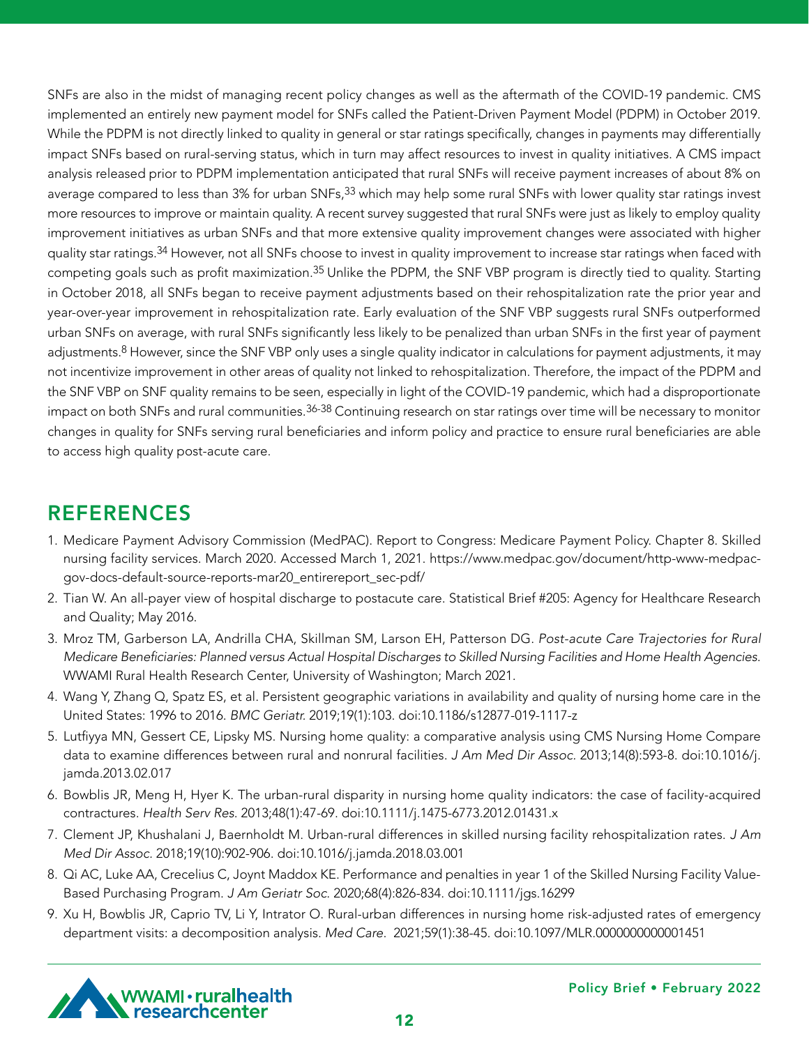SNFs are also in the midst of managing recent policy changes as well as the aftermath of the COVID-19 pandemic. CMS implemented an entirely new payment model for SNFs called the Patient-Driven Payment Model (PDPM) in October 2019. While the PDPM is not directly linked to quality in general or star ratings specifically, changes in payments may differentially impact SNFs based on rural-serving status, which in turn may affect resources to invest in quality initiatives. A CMS impact analysis released prior to PDPM implementation anticipated that rural SNFs will receive payment increases of about 8% on average compared to less than 3% for urban SNFs,[33] which may help some rural SNFs with lower quality star ratings invest more resources to improve or maintain quality. A recent survey suggested that rural SNFs were just as likely to employ quality improvement initiatives as urban SNFs and that more extensive quality improvement changes were associated with higher quality star ratings.[34] However, not all SNFs choose to invest in quality improvement to increase star ratings when faced with competing goals such as profit maximization.[35] Unlike the PDPM, the SNF VBP program is directly tied to quality. Starting in October 2018, all SNFs began to receive payment adjustments based on their rehospitalization rate the prior year and year-over-year improvement in rehospitalization rate. Early evaluation of the SNF VBP suggests rural SNFs outperformed urban SNFs on average, with rural SNFs significantly less likely to be penalized than urban SNFs in the first year of payment adjustments.[8] However, since the SNF VBP only uses a single quality indicator in calculations for payment adjustments, it may not incentivize improvement in other areas of quality not linked to rehospitalization. Therefore, the impact of the PDPM and the SNF VBP on SNF quality remains to be seen, especially in light of the COVID-19 pandemic, which had a disproportionate impact on both SNFs and rural communities.[36-38] Continuing research on star ratings over time will be necessary to monitor changes in quality for SNFs serving rural beneficiaries and inform policy and practice to ensure rural beneficiaries are able to access high quality post-acute care.

## REFERENCES

1. Medicare Payment Advisory Commission (MedPAC). Report to Congress: Medicare Payment Policy. Chapter 8. Skilled nursing facility services. March 2020. Accessed March 1, 2021. https://www.medpac.gov/document/http-www-medpac-gov-docs-default-source-reports-mar20_entirereport_sec-pdf/
2. Tian W. An all-payer view of hospital discharge to postacute care. Statistical Brief #205: Agency for Healthcare Research and Quality; May 2016.
3. Mroz TM, Garberson LA, Andrilla CHA, Skillman SM, Larson EH, Patterson DG. *Post-acute Care Trajectories for Rural Medicare Beneficiaries: Planned versus Actual Hospital Discharges to Skilled Nursing Facilities and Home Health Agencies.* WWAMI Rural Health Research Center, University of Washington; March 2021.
4. Wang Y, Zhang Q, Spatz ES, et al. Persistent geographic variations in availability and quality of nursing home care in the United States: 1996 to 2016. *BMC Geriatr.* 2019;19(1):103. doi:10.1186/s12877-019-1117-z
5. Lutfiyya MN, Gessert CE, Lipsky MS. Nursing home quality: a comparative analysis using CMS Nursing Home Compare data to examine differences between rural and nonrural facilities. *J Am Med Dir Assoc.* 2013;14(8):593-8. doi:10.1016/j.jamda.2013.02.017
6. Bowblis JR, Meng H, Hyer K. The urban-rural disparity in nursing home quality indicators: the case of facility-acquired contractures. *Health Serv Res.* 2013;48(1):47-69. doi:10.1111/j.1475-6773.2012.01431.x
7. Clement JP, Khushalani J, Baernholdt M. Urban-rural differences in skilled nursing facility rehospitalization rates. *J Am Med Dir Assoc.* 2018;19(10):902-906. doi:10.1016/j.jamda.2018.03.001
8. Qi AC, Luke AA, Crecelius C, Joynt Maddox KE. Performance and penalties in year 1 of the Skilled Nursing Facility Value-Based Purchasing Program. *J Am Geriatr Soc.* 2020;68(4):826-834. doi:10.1111/jgs.16299
9. Xu H, Bowblis JR, Caprio TV, Li Y, Intrator O. Rural-urban differences in nursing home risk-adjusted rates of emergency department visits: a decomposition analysis. *Med Care.* 2021;59(1):38-45. doi:10.1097/MLR.0000000000001451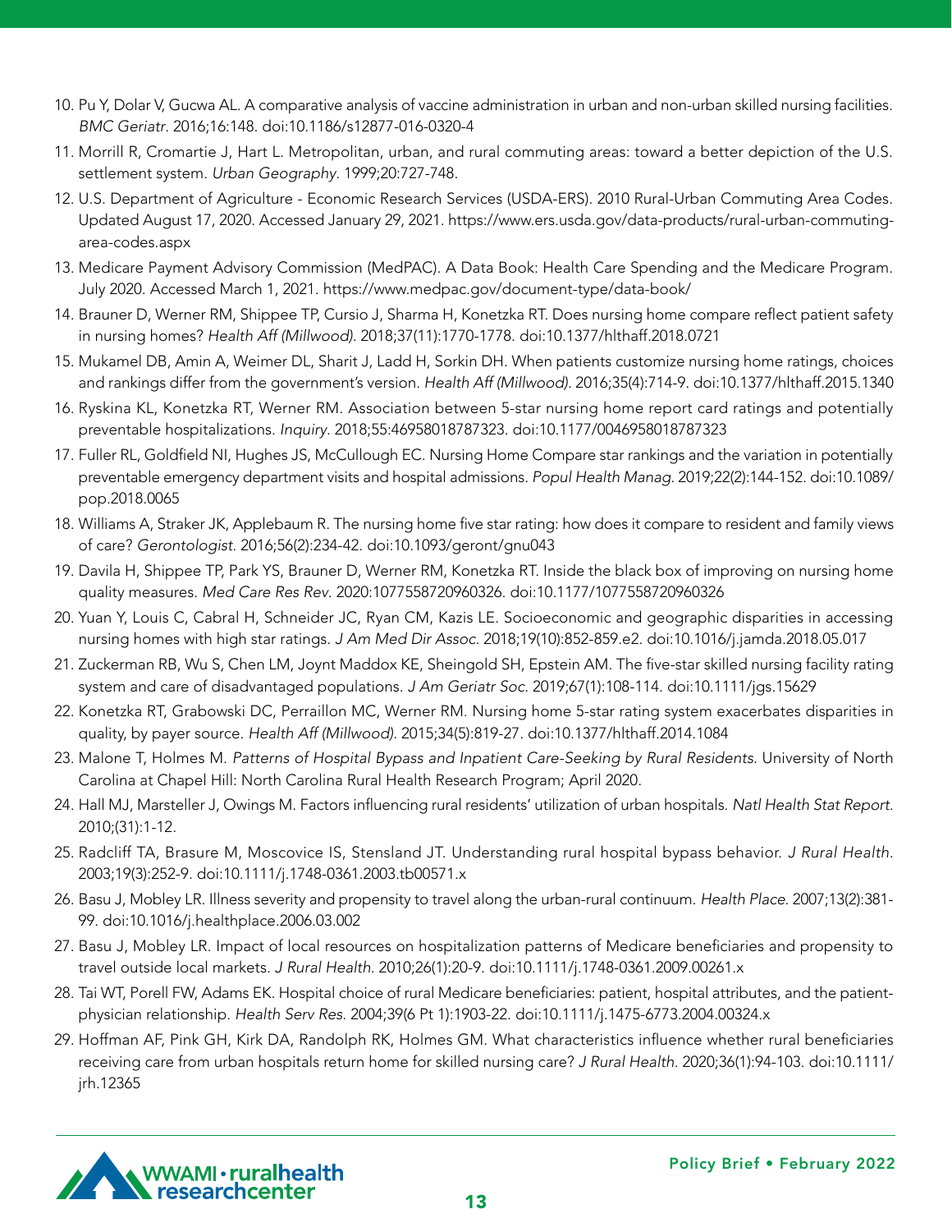10. Pu Y, Dolar V, Gucwa AL. A comparative analysis of vaccine administration in urban and non-urban skilled nursing facilities. *BMC Geriatr*. 2016;16:148. doi:10.1186/s12877-016-0320-4
11. Morrill R, Cromartie J, Hart L. Metropolitan, urban, and rural commuting areas: toward a better depiction of the U.S. settlement system. *Urban Geography*. 1999;20:727-748.
12. U.S. Department of Agriculture - Economic Research Services (USDA-ERS). 2010 Rural-Urban Commuting Area Codes. Updated August 17, 2020. Accessed January 29, 2021. https://www.ers.usda.gov/data-products/rural-urban-commuting-area-codes.aspx
13. Medicare Payment Advisory Commission (MedPAC). A Data Book: Health Care Spending and the Medicare Program. July 2020. Accessed March 1, 2021. https://www.medpac.gov/document-type/data-book/
14. Brauner D, Werner RM, Shippee TP, Cursio J, Sharma H, Konetzka RT. Does nursing home compare reflect patient safety in nursing homes? *Health Aff (Millwood)*. 2018;37(11):1770-1778. doi:10.1377/hlthaff.2018.0721
15. Mukamel DB, Amin A, Weimer DL, Sharit J, Ladd H, Sorkin DH. When patients customize nursing home ratings, choices and rankings differ from the government's version. *Health Aff (Millwood)*. 2016;35(4):714-9. doi:10.1377/hlthaff.2015.1340
16. Ryskina KL, Konetzka RT, Werner RM. Association between 5-star nursing home report card ratings and potentially preventable hospitalizations. *Inquiry*. 2018;55:46958018787323. doi:10.1177/0046958018787323
17. Fuller RL, Goldfield NI, Hughes JS, McCullough EC. Nursing Home Compare star rankings and the variation in potentially preventable emergency department visits and hospital admissions. *Popul Health Manag*. 2019;22(2):144-152. doi:10.1089/pop.2018.0065
18. Williams A, Straker JK, Applebaum R. The nursing home five star rating: how does it compare to resident and family views of care? *Gerontologist*. 2016;56(2):234-42. doi:10.1093/geront/gnu043
19. Davila H, Shippee TP, Park YS, Brauner D, Werner RM, Konetzka RT. Inside the black box of improving on nursing home quality measures. *Med Care Res Rev*. 2020:1077558720960326. doi:10.1177/1077558720960326
20. Yuan Y, Louis C, Cabral H, Schneider JC, Ryan CM, Kazis LE. Socioeconomic and geographic disparities in accessing nursing homes with high star ratings. *J Am Med Dir Assoc*. 2018;19(10):852-859.e2. doi:10.1016/j.jamda.2018.05.017
21. Zuckerman RB, Wu S, Chen LM, Joynt Maddox KE, Sheingold SH, Epstein AM. The five-star skilled nursing facility rating system and care of disadvantaged populations. *J Am Geriatr Soc*. 2019;67(1):108-114. doi:10.1111/jgs.15629
22. Konetzka RT, Grabowski DC, Perraillon MC, Werner RM. Nursing home 5-star rating system exacerbates disparities in quality, by payer source. *Health Aff (Millwood)*. 2015;34(5):819-27. doi:10.1377/hlthaff.2014.1084
23. Malone T, Holmes M. *Patterns of Hospital Bypass and Inpatient Care-Seeking by Rural Residents*. University of North Carolina at Chapel Hill: North Carolina Rural Health Research Program; April 2020.
24. Hall MJ, Marsteller J, Owings M. Factors influencing rural residents' utilization of urban hospitals. *Natl Health Stat Report*. 2010;(31):1-12.
25. Radcliff TA, Brasure M, Moscovice IS, Stensland JT. Understanding rural hospital bypass behavior. *J Rural Health*. 2003;19(3):252-9. doi:10.1111/j.1748-0361.2003.tb00571.x
26. Basu J, Mobley LR. Illness severity and propensity to travel along the urban-rural continuum. *Health Place*. 2007;13(2):381-99. doi:10.1016/j.healthplace.2006.03.002
27. Basu J, Mobley LR. Impact of local resources on hospitalization patterns of Medicare beneficiaries and propensity to travel outside local markets. *J Rural Health*. 2010;26(1):20-9. doi:10.1111/j.1748-0361.2009.00261.x
28. Tai WT, Porell FW, Adams EK. Hospital choice of rural Medicare beneficiaries: patient, hospital attributes, and the patient-physician relationship. *Health Serv Res*. 2004;39(6 Pt 1):1903-22. doi:10.1111/j.1475-6773.2004.00324.x
29. Hoffman AF, Pink GH, Kirk DA, Randolph RK, Holmes GM. What characteristics influence whether rural beneficiaries receiving care from urban hospitals return home for skilled nursing care? *J Rural Health*. 2020;36(1):94-103. doi:10.1111/jrh.12365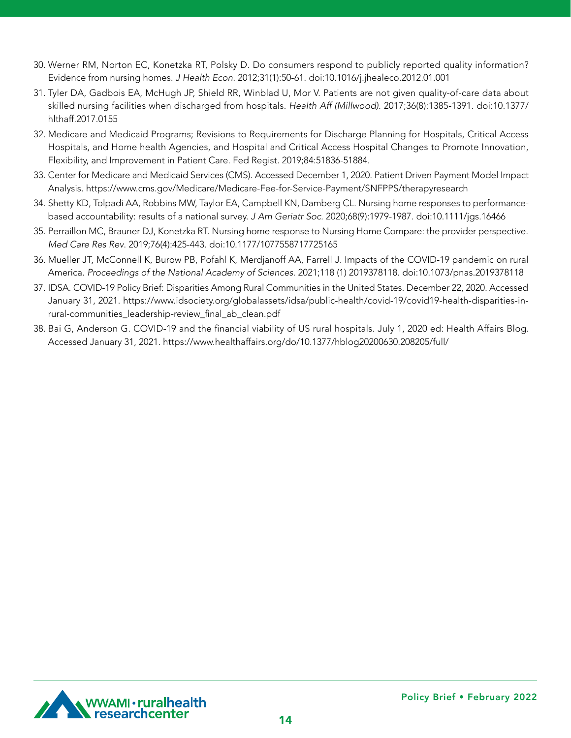30. Werner RM, Norton EC, Konetzka RT, Polsky D. Do consumers respond to publicly reported quality information? Evidence from nursing homes. *J Health Econ.* 2012;31(1):50-61. doi:10.1016/j.jhealeco.2012.01.001
31. Tyler DA, Gadbois EA, McHugh JP, Shield RR, Winblad U, Mor V. Patients are not given quality-of-care data about skilled nursing facilities when discharged from hospitals. *Health Aff (Millwood).* 2017;36(8):1385-1391. doi:10.1377/hlthaff.2017.0155
32. Medicare and Medicaid Programs; Revisions to Requirements for Discharge Planning for Hospitals, Critical Access Hospitals, and Home health Agencies, and Hospital and Critical Access Hospital Changes to Promote Innovation, Flexibility, and Improvement in Patient Care. Fed Regist. 2019;84:51836-51884.
33. Center for Medicare and Medicaid Services (CMS). Accessed December 1, 2020. Patient Driven Payment Model Impact Analysis. https://www.cms.gov/Medicare/Medicare-Fee-for-Service-Payment/SNFPPS/therapyresearch
34. Shetty KD, Tolpadi AA, Robbins MW, Taylor EA, Campbell KN, Damberg CL. Nursing home responses to performance-based accountability: results of a national survey. *J Am Geriatr Soc.* 2020;68(9):1979-1987. doi:10.1111/jgs.16466
35. Perraillon MC, Brauner DJ, Konetzka RT. Nursing home response to Nursing Home Compare: the provider perspective. *Med Care Res Rev.* 2019;76(4):425-443. doi:10.1177/1077558717725165
36. Mueller JT, McConnell K, Burow PB, Pofahl K, Merdjanoff AA, Farrell J. Impacts of the COVID-19 pandemic on rural America. *Proceedings of the National Academy of Sciences.* 2021;118 (1) 2019378118. doi:10.1073/pnas.2019378118
37. IDSA. COVID-19 Policy Brief: Disparities Among Rural Communities in the United States. December 22, 2020. Accessed January 31, 2021. https://www.idsociety.org/globalassets/idsa/public-health/covid-19/covid19-health-disparities-in-rural-communities_leadership-review_final_ab_clean.pdf
38. Bai G, Anderson G. COVID-19 and the financial viability of US rural hospitals. July 1, 2020 ed: Health Affairs Blog. Accessed January 31, 2021. https://www.healthaffairs.org/do/10.1377/hblog20200630.208205/full/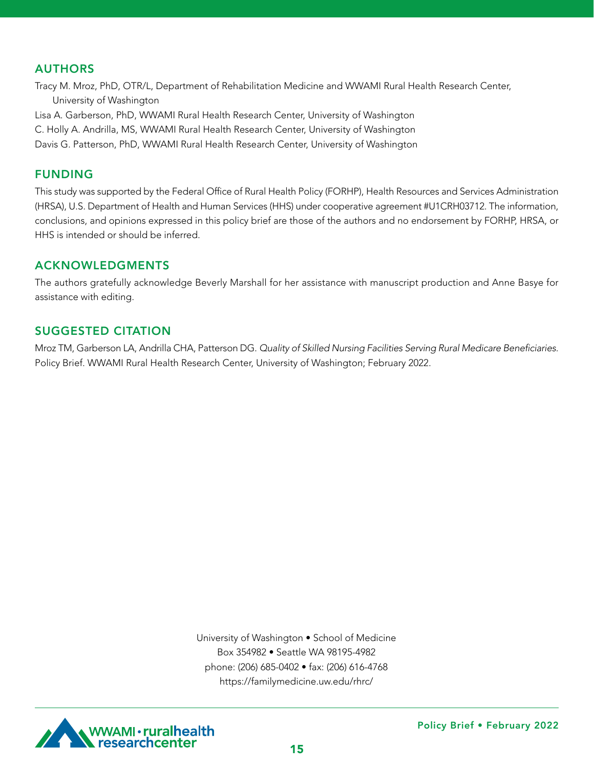## AUTHORS

Tracy M. Mroz, PhD, OTR/L, Department of Rehabilitation Medicine and WWAMI Rural Health Research Center, University of Washington

Lisa A. Garberson, PhD, WWAMI Rural Health Research Center, University of Washington

C. Holly A. Andrilla, MS, WWAMI Rural Health Research Center, University of Washington

Davis G. Patterson, PhD, WWAMI Rural Health Research Center, University of Washington

## FUNDING

This study was supported by the Federal Office of Rural Health Policy (FORHP), Health Resources and Services Administration (HRSA), U.S. Department of Health and Human Services (HHS) under cooperative agreement #U1CRH03712. The information, conclusions, and opinions expressed in this policy brief are those of the authors and no endorsement by FORHP, HRSA, or HHS is intended or should be inferred.

## ACKNOWLEDGMENTS

The authors gratefully acknowledge Beverly Marshall for her assistance with manuscript production and Anne Basye for assistance with editing.

## SUGGESTED CITATION

Mroz TM, Garberson LA, Andrilla CHA, Patterson DG. *Quality of Skilled Nursing Facilities Serving Rural Medicare Beneficiaries.* Policy Brief. WWAMI Rural Health Research Center, University of Washington; February 2022.

University of Washington • School of Medicine
Box 354982 • Seattle WA 98195-4982
phone: (206) 685-0402 • fax: (206) 616-4768
https://familymedicine.uw.edu/rhrc/

WWAMI • ruralhealth researchcenter

Policy Brief • February 2022